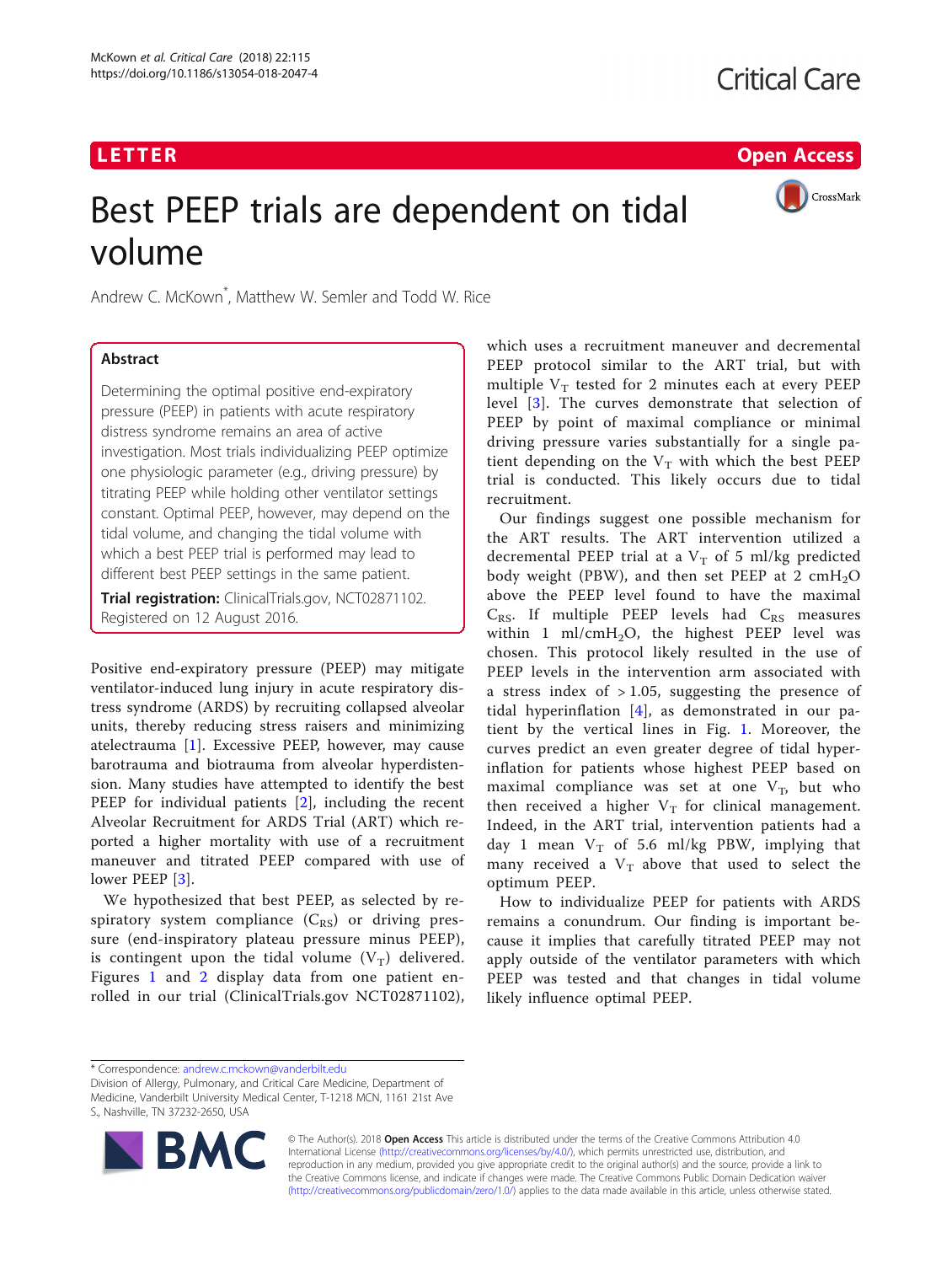LETTER

Open Access

# Best PEEP trials are dependent on tidal volume

Andrew C. McKown*, Matthew W. Semler and Todd W. Rice

## Abstract

Determining the optimal positive end-expiratory pressure (PEEP) in patients with acute respiratory distress syndrome remains an area of active investigation. Most trials individualizing PEEP optimize one physiologic parameter (e.g., driving pressure) by titrating PEEP while holding other ventilator settings constant. Optimal PEEP, however, may depend on the tidal volume, and changing the tidal volume with which a best PEEP trial is performed may lead to different best PEEP settings in the same patient.

**Trial registration:** ClinicalTrials.gov, NCT02871102. Registered on 12 August 2016.

Positive end-expiratory pressure (PEEP) may mitigate ventilator-induced lung injury in acute respiratory distress syndrome (ARDS) by recruiting collapsed alveolar units, thereby reducing stress raisers and minimizing atelectrauma [1]. Excessive PEEP, however, may cause barotrauma and biotrauma from alveolar hyperdistension. Many studies have attempted to identify the best PEEP for individual patients [2], including the recent Alveolar Recruitment for ARDS Trial (ART) which reported a higher mortality with use of a recruitment maneuver and titrated PEEP compared with use of lower PEEP [3].

We hypothesized that best PEEP, as selected by respiratory system compliance ($C_{RS}$) or driving pressure (end-inspiratory plateau pressure minus PEEP), is contingent upon the tidal volume ($V_T$) delivered. Figures 1 and 2 display data from one patient enrolled in our trial (ClinicalTrials.gov NCT02871102), which uses a recruitment maneuver and decremental PEEP protocol similar to the ART trial, but with multiple $V_T$ tested for 2 minutes each at every PEEP level [3]. The curves demonstrate that selection of PEEP by point of maximal compliance or minimal driving pressure varies substantially for a single patient depending on the $V_T$ with which the best PEEP trial is conducted. This likely occurs due to tidal recruitment.

Our findings suggest one possible mechanism for the ART results. The ART intervention utilized a decremental PEEP trial at a $V_T$ of 5 ml/kg predicted body weight (PBW), and then set PEEP at 2 $cmH_2O$ above the PEEP level found to have the maximal $C_{RS}$. If multiple PEEP levels had $C_{RS}$ measures within 1 ml/$cmH_2O$, the highest PEEP level was chosen. This protocol likely resulted in the use of PEEP levels in the intervention arm associated with a stress index of > 1.05, suggesting the presence of tidal hyperinflation [4], as demonstrated in our patient by the vertical lines in Fig. 1. Moreover, the curves predict an even greater degree of tidal hyperinflation for patients whose highest PEEP based on maximal compliance was set at one $V_T$, but who then received a higher $V_T$ for clinical management. Indeed, in the ART trial, intervention patients had a day 1 mean $V_T$ of 5.6 ml/kg PBW, implying that many received a $V_T$ above that used to select the optimum PEEP.

How to individualize PEEP for patients with ARDS remains a conundrum. Our finding is important because it implies that carefully titrated PEEP may not apply outside of the ventilator parameters with which PEEP was tested and that changes in tidal volume likely influence optimal PEEP.

\* Correspondence: andrew.c.mckown@vanderbilt.edu
Division of Allergy, Pulmonary, and Critical Care Medicine, Department of Medicine, Vanderbilt University Medical Center, T-1218 MCN, 1161 21st Ave S., Nashville, TN 37232-2650, USA

© The Author(s). 2018 **Open Access** This article is distributed under the terms of the Creative Commons Attribution 4.0 International License (http://creativecommons.org/licenses/by/4.0/), which permits unrestricted use, distribution, and reproduction in any medium, provided you give appropriate credit to the original author(s) and the source, provide a link to the Creative Commons license, and indicate if changes were made. The Creative Commons Public Domain Dedication waiver (http://creativecommons.org/publicdomain/zero/1.0/) applies to the data made available in this article, unless otherwise stated.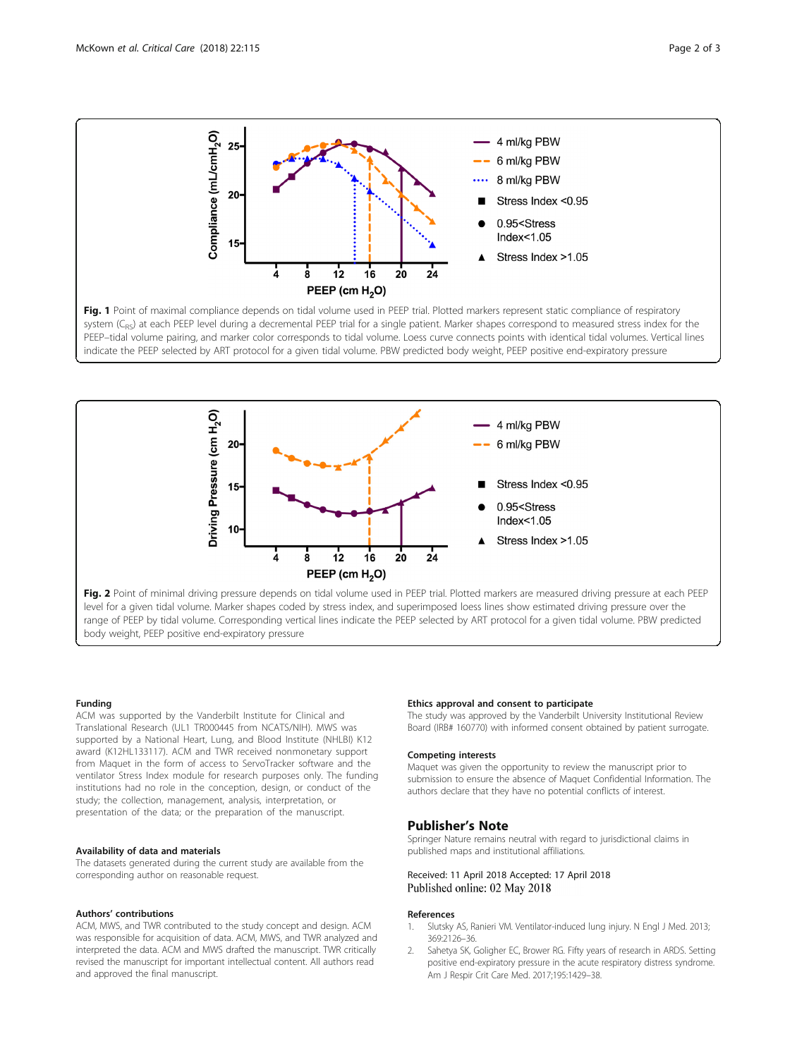Compliance (mL/cmH$_2$O)

25
20
15

4 8 12 16 20 24

PEEP (cm H$_2$O)

4 ml/kg PBW
6 ml/kg PBW
8 ml/kg PBW
Stress Index <0.95
0.95<Stress Index<1.05
Stress Index >1.05

**Fig. 1** Point of maximal compliance depends on tidal volume used in PEEP trial. Plotted markers represent static compliance of respiratory system ($C_{RS}$) at each PEEP level during a decremental PEEP trial for a single patient. Marker shapes correspond to measured stress index for the PEEP–tidal volume pairing, and marker color corresponds to tidal volume. Loess curve connects points with identical tidal volumes. Vertical lines indicate the PEEP selected by ART protocol for a given tidal volume. PBW predicted body weight, PEEP positive end-expiratory pressure

Driving Pressure (cm H$_2$O)

20
15
10

4 8 12 16 20 24

PEEP (cm H$_2$O)

4 ml/kg PBW
6 ml/kg PBW
Stress Index <0.95
0.95<Stress Index<1.05
Stress Index >1.05

**Fig. 2** Point of minimal driving pressure depends on tidal volume used in PEEP trial. Plotted markers are measured driving pressure at each PEEP level for a given tidal volume. Marker shapes coded by stress index, and superimposed loess lines show estimated driving pressure over the range of PEEP by tidal volume. Corresponding vertical lines indicate the PEEP selected by ART protocol for a given tidal volume. PBW predicted body weight, PEEP positive end-expiratory pressure

#### Funding

ACM was supported by the Vanderbilt Institute for Clinical and Translational Research (UL1 TR000445 from NCATS/NIH). MWS was supported by a National Heart, Lung, and Blood Institute (NHLBI) K12 award (K12HL133117). ACM and TWR received nonmonetary support from Maquet in the form of access to ServoTracker software and the ventilator Stress Index module for research purposes only. The funding institutions had no role in the conception, design, or conduct of the study; the collection, management, analysis, interpretation, or presentation of the data; or the preparation of the manuscript.

#### Availability of data and materials

The datasets generated during the current study are available from the corresponding author on reasonable request.

#### Authors' contributions

ACM, MWS, and TWR contributed to the study concept and design. ACM was responsible for acquisition of data. ACM, MWS, and TWR analyzed and interpreted the data. ACM and MWS drafted the manuscript. TWR critically revised the manuscript for important intellectual content. All authors read and approved the final manuscript.

#### Ethics approval and consent to participate

The study was approved by the Vanderbilt University Institutional Review Board (IRB# 160770) with informed consent obtained by patient surrogate.

#### Competing interests

Maquet was given the opportunity to review the manuscript prior to submission to ensure the absence of Maquet Confidential Information. The authors declare that they have no potential conflicts of interest.

### Publisher's Note

Springer Nature remains neutral with regard to jurisdictional claims in published maps and institutional affiliations.

Received: 11 April 2018 Accepted: 17 April 2018
Published online: 02 May 2018

#### References

1. Slutsky AS, Ranieri VM. Ventilator-induced lung injury. N Engl J Med. 2013; 369:2126–36.
2. Sahetya SK, Goligher EC, Brower RG. Fifty years of research in ARDS. Setting positive end-expiratory pressure in the acute respiratory distress syndrome. Am J Respir Crit Care Med. 2017;195:1429–38.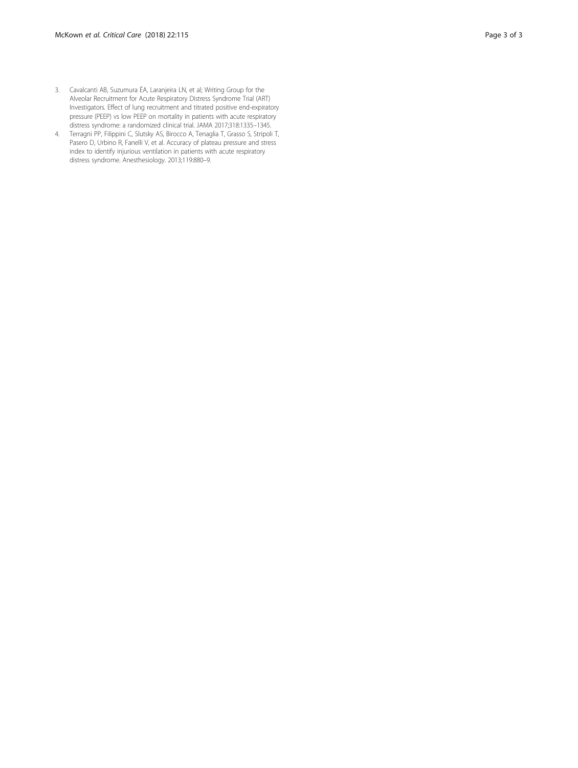3. Cavalcanti AB, Suzumura ÉA, Laranjeira LN, et al; Writing Group for the Alveolar Recruitment for Acute Respiratory Distress Syndrome Trial (ART) Investigators. Effect of lung recruitment and titrated positive end-expiratory pressure (PEEP) vs low PEEP on mortality in patients with acute respiratory distress syndrome: a randomized clinical trial. JAMA 2017;318:1335–1345.
4. Terragni PP, Filippini C, Slutsky AS, Birocco A, Tenaglia T, Grasso S, Stripoli T, Pasero D, Urbino R, Fanelli V, et al. Accuracy of plateau pressure and stress index to identify injurious ventilation in patients with acute respiratory distress syndrome. Anesthesiology. 2013;119:880–9.